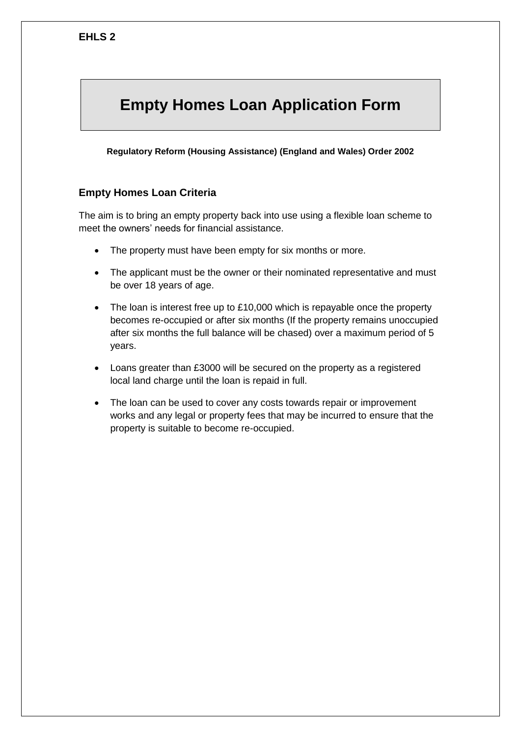**EHLS 2**

# Empty Homes Loan Application Form

**Regulatory Reform (Housing Assistance) (England and Wales) Order 2002**

## Empty Homes Loan Criteria

The aim is to bring an empty property back into use using a flexible loan scheme to meet the owners' needs for financial assistance.

- The property must have been empty for six months or more.
- The applicant must be the owner or their nominated representative and must be over 18 years of age.
- The loan is interest free up to £10,000 which is repayable once the property becomes re-occupied or after six months (If the property remains unoccupied after six months the full balance will be chased) over a maximum period of 5 years.
- Loans greater than £3000 will be secured on the property as a registered local land charge until the loan is repaid in full.
- The loan can be used to cover any costs towards repair or improvement works and any legal or property fees that may be incurred to ensure that the property is suitable to become re-occupied.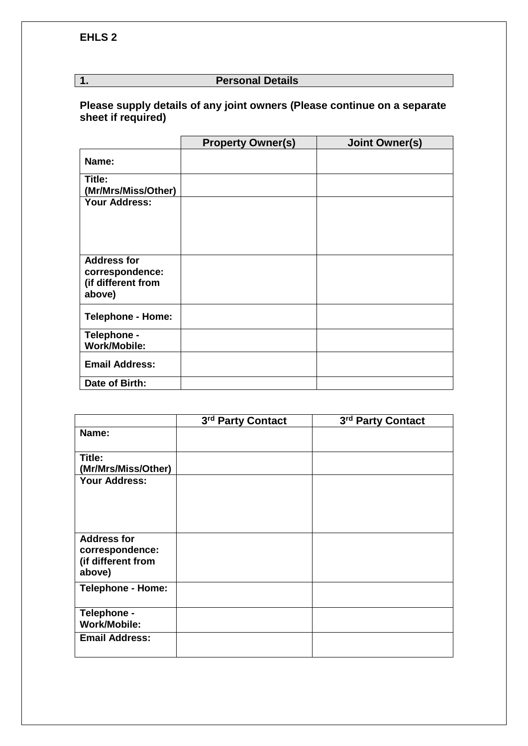**EHLS 2**

## 1. Personal Details

**Please supply details of any joint owners (Please continue on a separate sheet if required)**

| | Property Owner(s) | Joint Owner(s) |
|---|---|---|
| **Name:** | | |
| **Title: (Mr/Mrs/Miss/Other)** | | |
| **Your Address:** | | |
| **Address for correspondence: (if different from above)** | | |
| **Telephone - Home:** | | |
| **Telephone - Work/Mobile:** | | |
| **Email Address:** | | |
| **Date of Birth:** | | |

| | 3rd Party Contact | 3rd Party Contact |
|---|---|---|
| **Name:** | | |
| **Title: (Mr/Mrs/Miss/Other)** | | |
| **Your Address:** | | |
| **Address for correspondence: (if different from above)** | | |
| **Telephone - Home:** | | |
| **Telephone - Work/Mobile:** | | |
| **Email Address:** | | |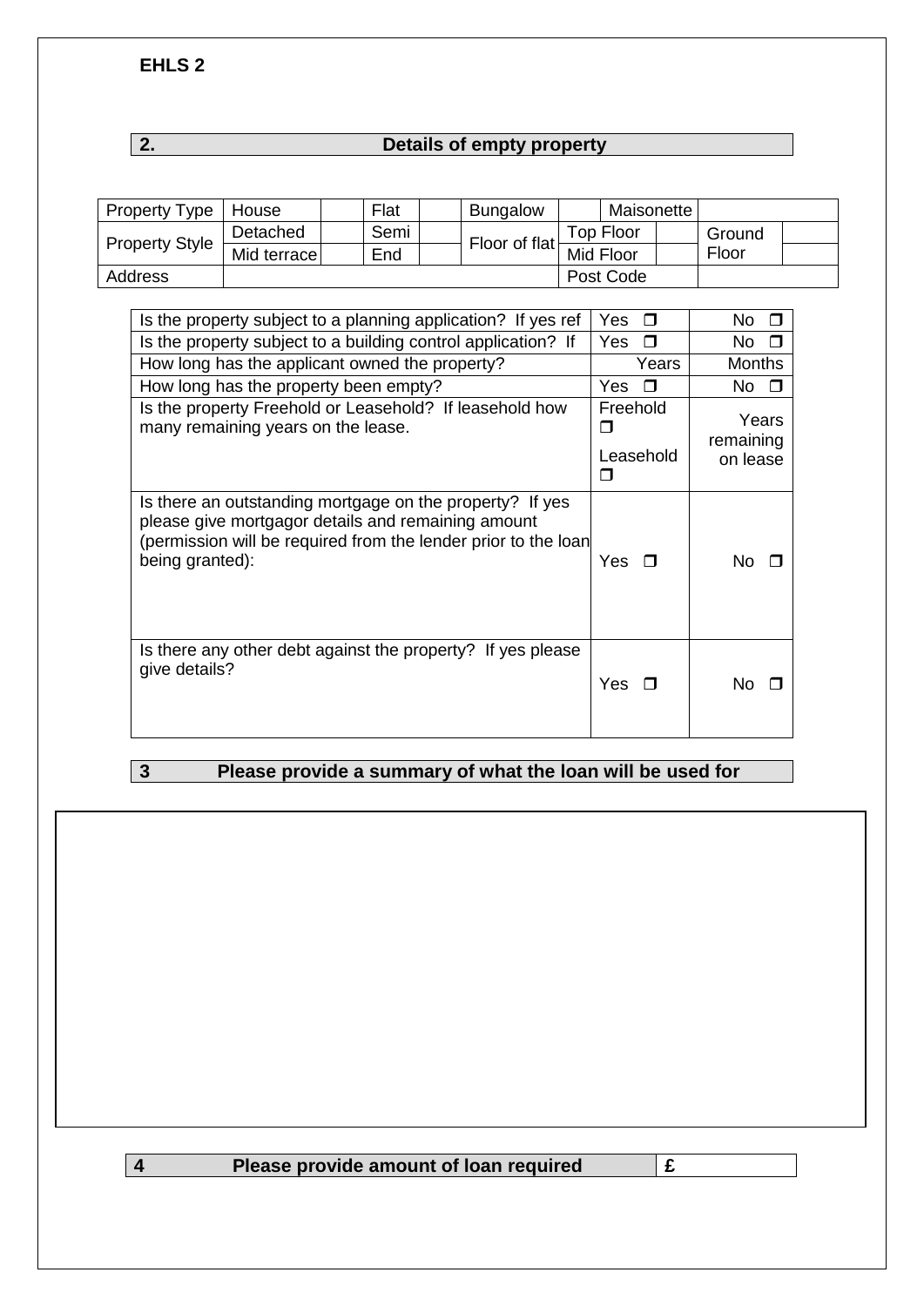**EHLS 2**

## 2. Details of empty property

| Property Type | House | | Flat | | Bungalow | | Maisonette | | | |
|---|---|---|---|---|---|---|---|---|---|---|
| Property Style | Detached | | Semi | | Floor of flat | Top Floor | | | Ground Floor | |
| | Mid terrace | | End | | | Mid Floor | | | | |
| Address | | | | | | Post Code | | | | |

| | | |
|---|---|---|
| Is the property subject to a planning application? If yes ref | Yes ❐ | No ❐ |
| Is the property subject to a building control application? If | Yes ❐ | No ❐ |
| How long has the applicant owned the property? | Years | Months |
| How long has the property been empty? | Yes ❐ | No ❐ |
| Is the property Freehold or Leasehold? If leasehold how many remaining years on the lease. | Freehold ❐ Leasehold ❐ | Years remaining on lease |
| Is there an outstanding mortgage on the property? If yes please give mortgagor details and remaining amount (permission will be required from the lender prior to the loan being granted): | Yes ❐ | No ❐ |
| Is there any other debt against the property? If yes please give details? | Yes ❐ | No ❐ |

## 3 Please provide a summary of what the loan will be used for

## 4 Please provide amount of loan required

£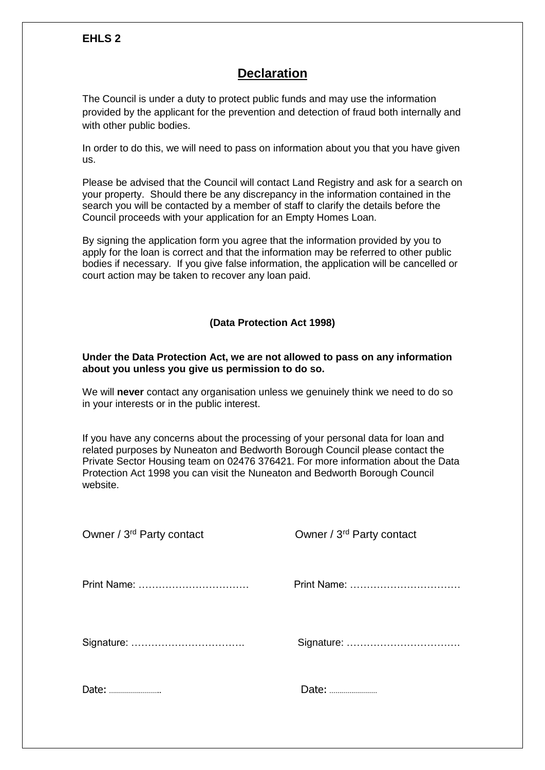**EHLS 2**

# Declaration

The Council is under a duty to protect public funds and may use the information provided by the applicant for the prevention and detection of fraud both internally and with other public bodies.

In order to do this, we will need to pass on information about you that you have given us.

Please be advised that the Council will contact Land Registry and ask for a search on your property. Should there be any discrepancy in the information contained in the search you will be contacted by a member of staff to clarify the details before the Council proceeds with your application for an Empty Homes Loan.

By signing the application form you agree that the information provided by you to apply for the loan is correct and that the information may be referred to other public bodies if necessary. If you give false information, the application will be cancelled or court action may be taken to recover any loan paid.

**(Data Protection Act 1998)**

**Under the Data Protection Act, we are not allowed to pass on any information about you unless you give us permission to do so.**

We will **never** contact any organisation unless we genuinely think we need to do so in your interests or in the public interest.

If you have any concerns about the processing of your personal data for loan and related purposes by Nuneaton and Bedworth Borough Council please contact the Private Sector Housing team on 02476 376421. For more information about the Data Protection Act 1998 you can visit the Nuneaton and Bedworth Borough Council website.

| Owner / 3rd Party contact | Owner / 3rd Party contact |
|---|---|
| Print Name: …………………………… | Print Name: …………………………… |
| Signature: ……………………………. | Signature: ……………………………. |
| Date: ……………………. | Date: ……………………. |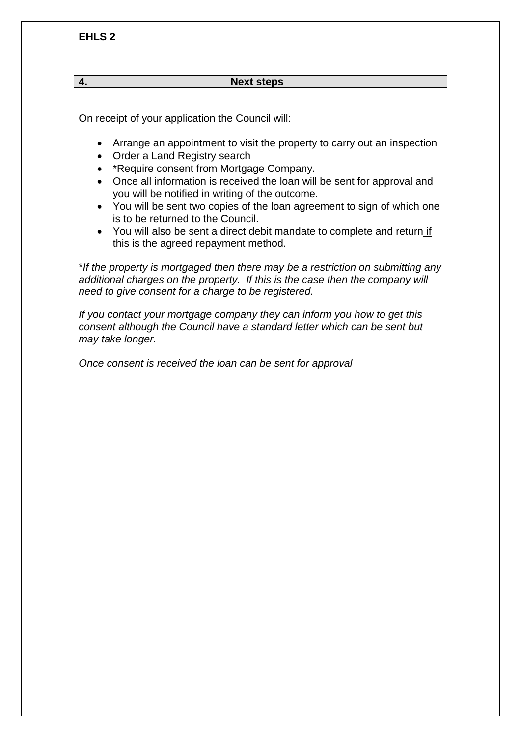## 4. Next steps

On receipt of your application the Council will:

- Arrange an appointment to visit the property to carry out an inspection
- Order a Land Registry search
- *Require consent from Mortgage Company.
- Once all information is received the loan will be sent for approval and you will be notified in writing of the outcome.
- You will be sent two copies of the loan agreement to sign of which one is to be returned to the Council.
- You will also be sent a direct debit mandate to complete and return <u>if</u> this is the agreed repayment method.

**If the property is mortgaged then there may be a restriction on submitting any additional charges on the property. If this is the case then the company will need to give consent for a charge to be registered.*

*If you contact your mortgage company they can inform you how to get this consent although the Council have a standard letter which can be sent but may take longer.*

*Once consent is received the loan can be sent for approval*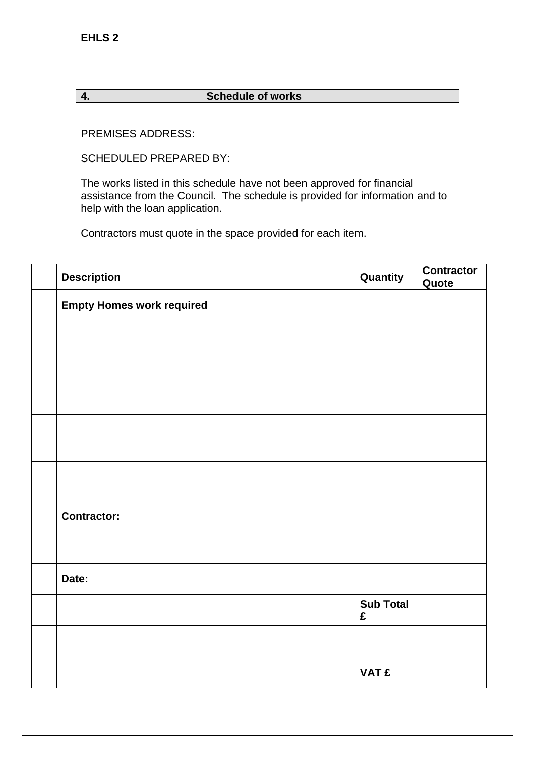EHLS 2

## 4. Schedule of works

PREMISES ADDRESS:

SCHEDULED PREPARED BY:

The works listed in this schedule have not been approved for financial assistance from the Council. The schedule is provided for information and to help with the loan application.

Contractors must quote in the space provided for each item.

| | Description | Quantity | Contractor Quote |
|---|---|---|---|
| | **Empty Homes work required** | | |
| | | | |
| | | | |
| | | | |
| | | | |
| | **Contractor:** | | |
| | | | |
| | **Date:** | | |
| | | **Sub Total £** | |
| | | | |
| | | **VAT £** | |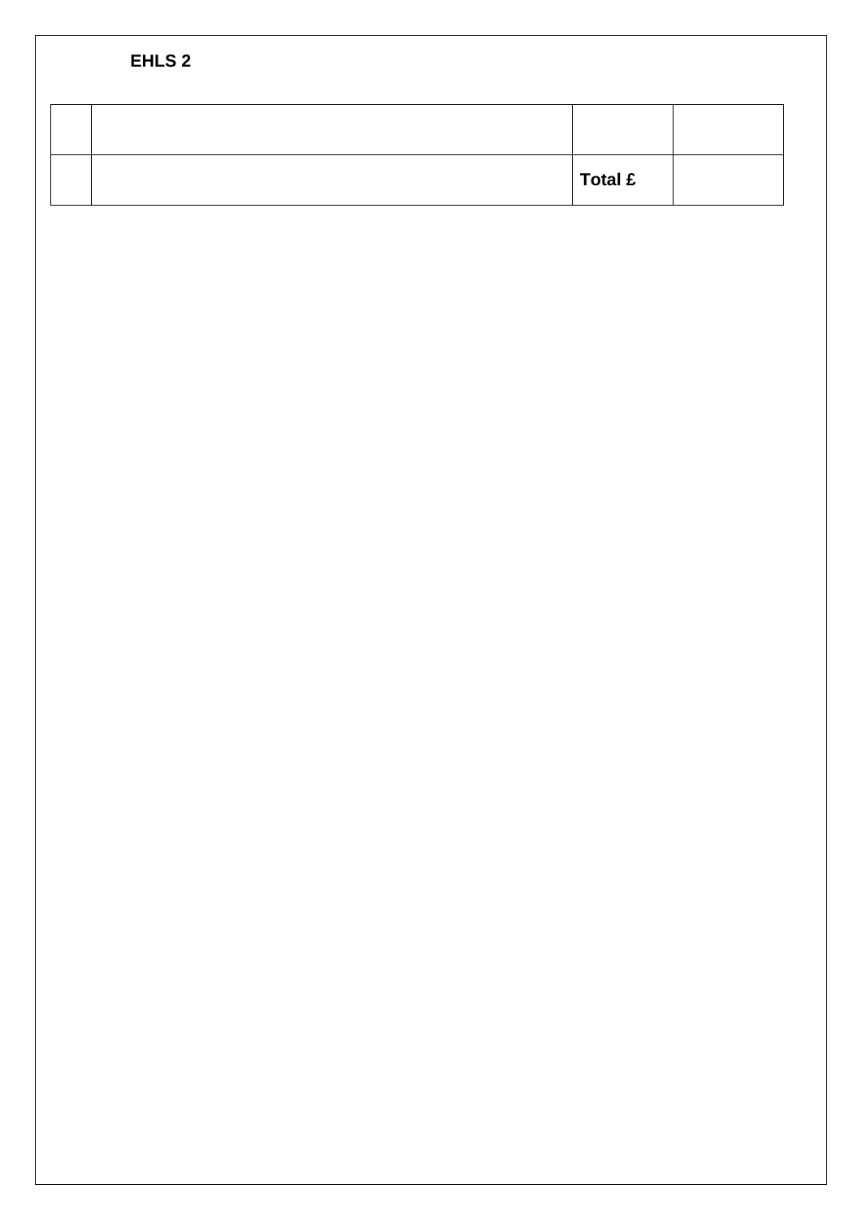**EHLS 2**

| | | | |
|---|---|---|---|
| | | | |
| | | **Total £** | |